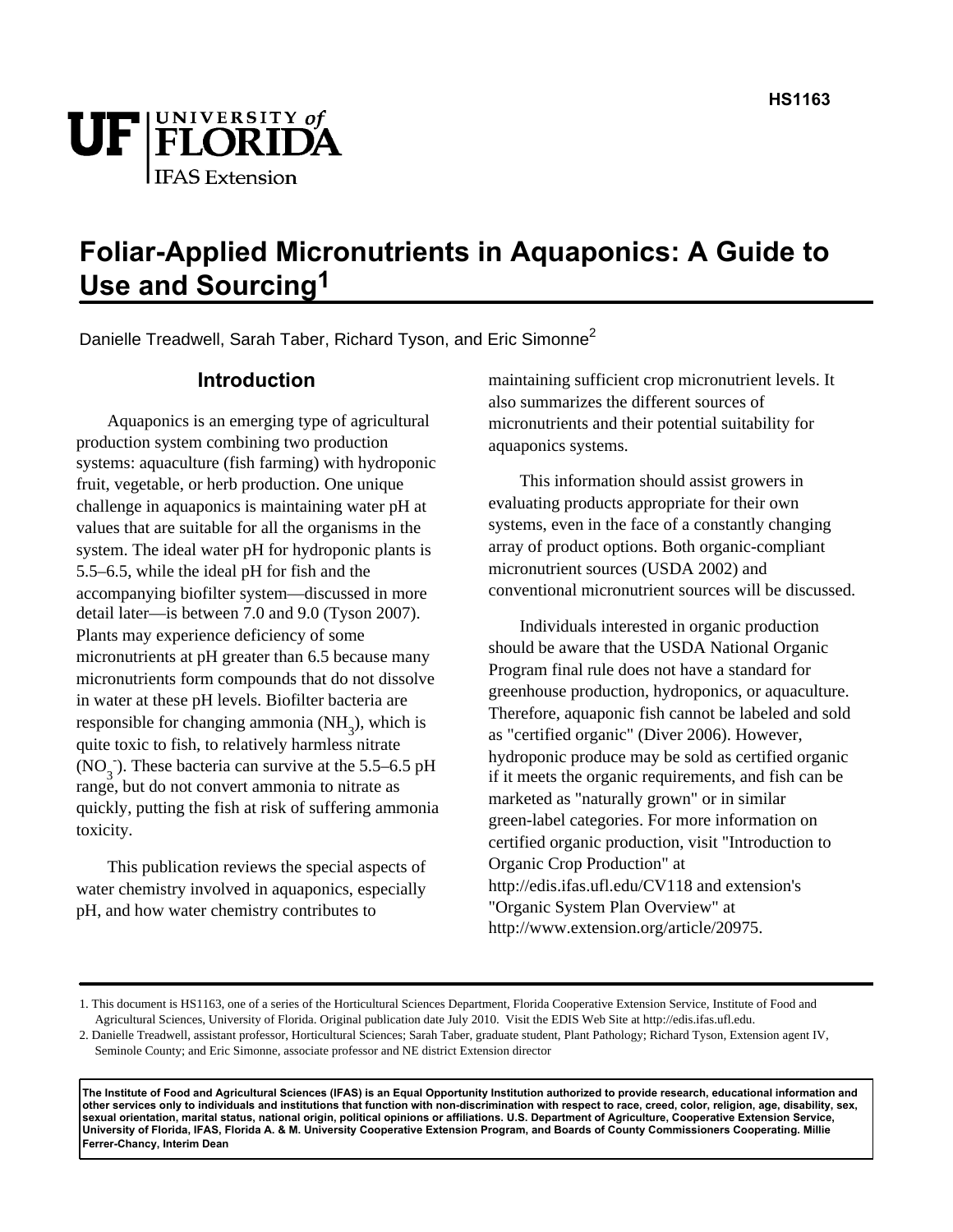HS1163

UF | UNIVERSITY of FLORIDA
IFAS Extension

# Foliar-Applied Micronutrients in Aquaponics: A Guide to Use and Sourcing[1]

Danielle Treadwell, Sarah Taber, Richard Tyson, and Eric Simonne[2]

## Introduction

Aquaponics is an emerging type of agricultural production system combining two production systems: aquaculture (fish farming) with hydroponic fruit, vegetable, or herb production. One unique challenge in aquaponics is maintaining water pH at values that are suitable for all the organisms in the system. The ideal water pH for hydroponic plants is 5.5–6.5, while the ideal pH for fish and the accompanying biofilter system—discussed in more detail later—is between 7.0 and 9.0 (Tyson 2007). Plants may experience deficiency of some micronutrients at pH greater than 6.5 because many micronutrients form compounds that do not dissolve in water at these pH levels. Biofilter bacteria are responsible for changing ammonia ($NH_3$), which is quite toxic to fish, to relatively harmless nitrate ($NO_3^-$). These bacteria can survive at the 5.5–6.5 pH range, but do not convert ammonia to nitrate as quickly, putting the fish at risk of suffering ammonia toxicity.

This publication reviews the special aspects of water chemistry involved in aquaponics, especially pH, and how water chemistry contributes to maintaining sufficient crop micronutrient levels. It also summarizes the different sources of micronutrients and their potential suitability for aquaponics systems.

This information should assist growers in evaluating products appropriate for their own systems, even in the face of a constantly changing array of product options. Both organic-compliant micronutrient sources (USDA 2002) and conventional micronutrient sources will be discussed.

Individuals interested in organic production should be aware that the USDA National Organic Program final rule does not have a standard for greenhouse production, hydroponics, or aquaculture. Therefore, aquaponic fish cannot be labeled and sold as "certified organic" (Diver 2006). However, hydroponic produce may be sold as certified organic if it meets the organic requirements, and fish can be marketed as "naturally grown" or in similar green-label categories. For more information on certified organic production, visit "Introduction to Organic Crop Production" at http://edis.ifas.ufl.edu/CV118 and extension's "Organic System Plan Overview" at http://www.extension.org/article/20975.

---

1. This document is HS1163, one of a series of the Horticultural Sciences Department, Florida Cooperative Extension Service, Institute of Food and Agricultural Sciences, University of Florida. Original publication date July 2010. Visit the EDIS Web Site at http://edis.ifas.ufl.edu.
2. Danielle Treadwell, assistant professor, Horticultural Sciences; Sarah Taber, graduate student, Plant Pathology; Richard Tyson, Extension agent IV, Seminole County; and Eric Simonne, associate professor and NE district Extension director

**The Institute of Food and Agricultural Sciences (IFAS) is an Equal Opportunity Institution authorized to provide research, educational information and other services only to individuals and institutions that function with non-discrimination with respect to race, creed, color, religion, age, disability, sex, sexual orientation, marital status, national origin, political opinions or affiliations. U.S. Department of Agriculture, Cooperative Extension Service, University of Florida, IFAS, Florida A. & M. University Cooperative Extension Program, and Boards of County Commissioners Cooperating. Millie Ferrer-Chancy, Interim Dean**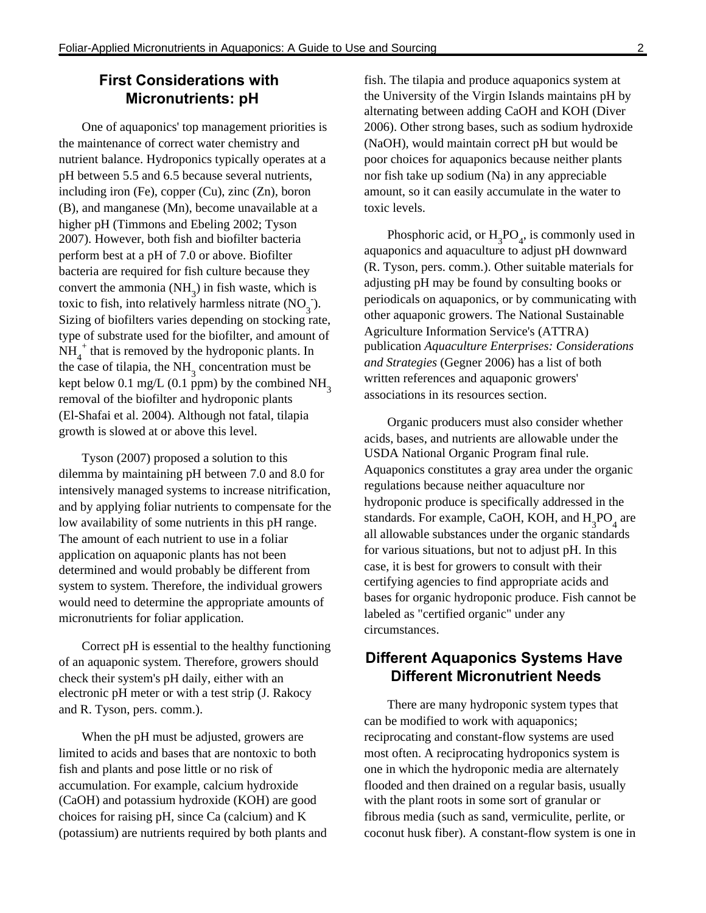## First Considerations with Micronutrients: pH

One of aquaponics' top management priorities is the maintenance of correct water chemistry and nutrient balance. Hydroponics typically operates at a pH between 5.5 and 6.5 because several nutrients, including iron (Fe), copper (Cu), zinc (Zn), boron (B), and manganese (Mn), become unavailable at a higher pH (Timmons and Ebeling 2002; Tyson 2007). However, both fish and biofilter bacteria perform best at a pH of 7.0 or above. Biofilter bacteria are required for fish culture because they convert the ammonia ($NH_3$) in fish waste, which is toxic to fish, into relatively harmless nitrate ($NO_3^-$). Sizing of biofilters varies depending on stocking rate, type of substrate used for the biofilter, and amount of $NH_4^+$ that is removed by the hydroponic plants. In the case of tilapia, the $NH_3$ concentration must be kept below 0.1 mg/L (0.1 ppm) by the combined $NH_3$ removal of the biofilter and hydroponic plants (El-Shafai et al. 2004). Although not fatal, tilapia growth is slowed at or above this level.

Tyson (2007) proposed a solution to this dilemma by maintaining pH between 7.0 and 8.0 for intensively managed systems to increase nitrification, and by applying foliar nutrients to compensate for the low availability of some nutrients in this pH range. The amount of each nutrient to use in a foliar application on aquaponic plants has not been determined and would probably be different from system to system. Therefore, the individual growers would need to determine the appropriate amounts of micronutrients for foliar application.

Correct pH is essential to the healthy functioning of an aquaponic system. Therefore, growers should check their system's pH daily, either with an electronic pH meter or with a test strip (J. Rakocy and R. Tyson, pers. comm.).

When the pH must be adjusted, growers are limited to acids and bases that are nontoxic to both fish and plants and pose little or no risk of accumulation. For example, calcium hydroxide (CaOH) and potassium hydroxide (KOH) are good choices for raising pH, since Ca (calcium) and K (potassium) are nutrients required by both plants and fish. The tilapia and produce aquaponics system at the University of the Virgin Islands maintains pH by alternating between adding CaOH and KOH (Diver 2006). Other strong bases, such as sodium hydroxide (NaOH), would maintain correct pH but would be poor choices for aquaponics because neither plants nor fish take up sodium (Na) in any appreciable amount, so it can easily accumulate in the water to toxic levels.

Phosphoric acid, or $H_3PO_4$, is commonly used in aquaponics and aquaculture to adjust pH downward (R. Tyson, pers. comm.). Other suitable materials for adjusting pH may be found by consulting books or periodicals on aquaponics, or by communicating with other aquaponic growers. The National Sustainable Agriculture Information Service's (ATTRA) publication *Aquaculture Enterprises: Considerations and Strategies* (Gegner 2006) has a list of both written references and aquaponic growers' associations in its resources section.

Organic producers must also consider whether acids, bases, and nutrients are allowable under the USDA National Organic Program final rule. Aquaponics constitutes a gray area under the organic regulations because neither aquaculture nor hydroponic produce is specifically addressed in the standards. For example, CaOH, KOH, and $H_3PO_4$ are all allowable substances under the organic standards for various situations, but not to adjust pH. In this case, it is best for growers to consult with their certifying agencies to find appropriate acids and bases for organic hydroponic produce. Fish cannot be labeled as "certified organic" under any circumstances.

## Different Aquaponics Systems Have Different Micronutrient Needs

There are many hydroponic system types that can be modified to work with aquaponics; reciprocating and constant-flow systems are used most often. A reciprocating hydroponics system is one in which the hydroponic media are alternately flooded and then drained on a regular basis, usually with the plant roots in some sort of granular or fibrous media (such as sand, vermiculite, perlite, or coconut husk fiber). A constant-flow system is one in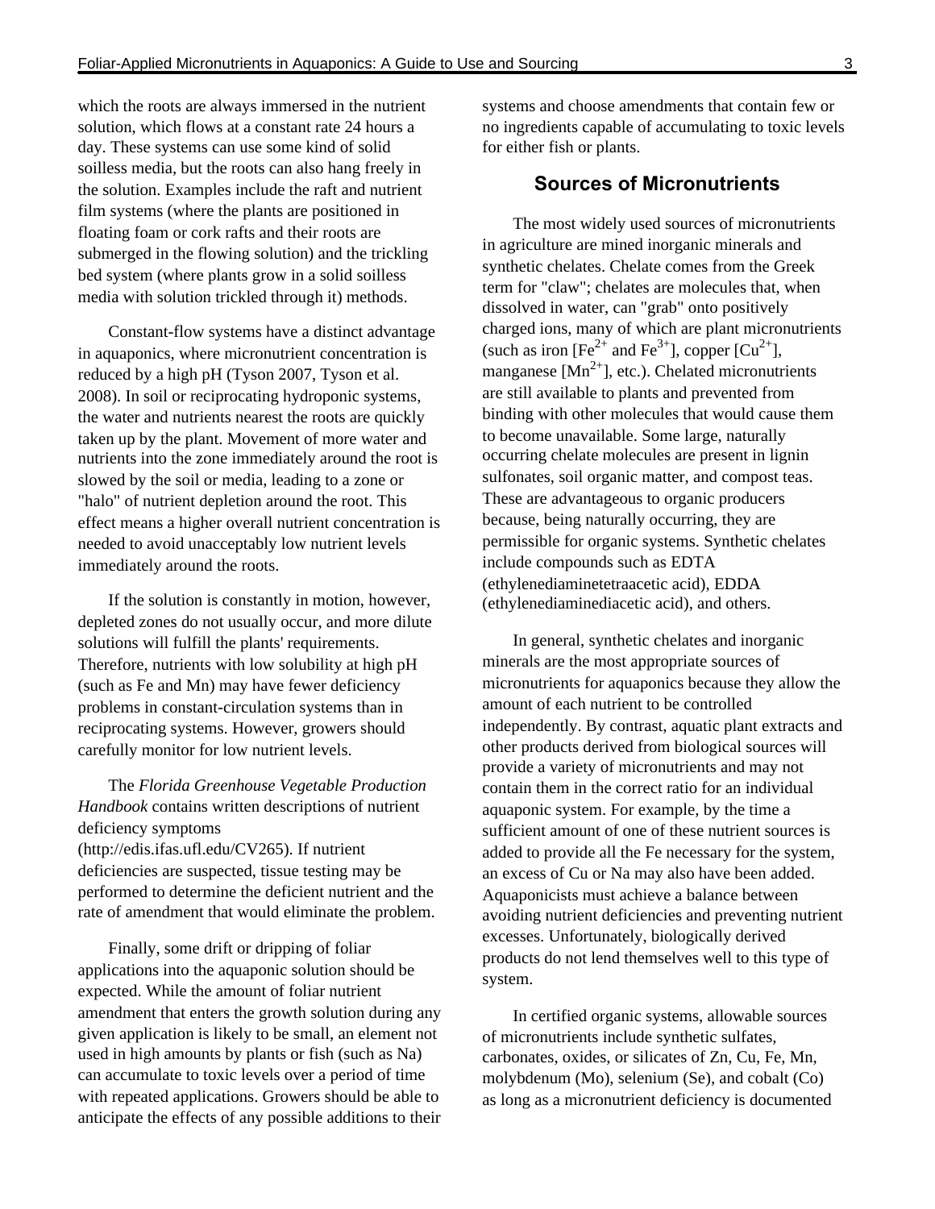which the roots are always immersed in the nutrient solution, which flows at a constant rate 24 hours a day. These systems can use some kind of solid soilless media, but the roots can also hang freely in the solution. Examples include the raft and nutrient film systems (where the plants are positioned in floating foam or cork rafts and their roots are submerged in the flowing solution) and the trickling bed system (where plants grow in a solid soilless media with solution trickled through it) methods.

Constant-flow systems have a distinct advantage in aquaponics, where micronutrient concentration is reduced by a high pH (Tyson 2007, Tyson et al. 2008). In soil or reciprocating hydroponic systems, the water and nutrients nearest the roots are quickly taken up by the plant. Movement of more water and nutrients into the zone immediately around the root is slowed by the soil or media, leading to a zone or "halo" of nutrient depletion around the root. This effect means a higher overall nutrient concentration is needed to avoid unacceptably low nutrient levels immediately around the roots.

If the solution is constantly in motion, however, depleted zones do not usually occur, and more dilute solutions will fulfill the plants' requirements. Therefore, nutrients with low solubility at high pH (such as Fe and Mn) may have fewer deficiency problems in constant-circulation systems than in reciprocating systems. However, growers should carefully monitor for low nutrient levels.

The *Florida Greenhouse Vegetable Production Handbook* contains written descriptions of nutrient deficiency symptoms (http://edis.ifas.ufl.edu/CV265). If nutrient deficiencies are suspected, tissue testing may be performed to determine the deficient nutrient and the rate of amendment that would eliminate the problem.

Finally, some drift or dripping of foliar applications into the aquaponic solution should be expected. While the amount of foliar nutrient amendment that enters the growth solution during any given application is likely to be small, an element not used in high amounts by plants or fish (such as Na) can accumulate to toxic levels over a period of time with repeated applications. Growers should be able to anticipate the effects of any possible additions to their systems and choose amendments that contain few or no ingredients capable of accumulating to toxic levels for either fish or plants.

## Sources of Micronutrients

The most widely used sources of micronutrients in agriculture are mined inorganic minerals and synthetic chelates. Chelate comes from the Greek term for "claw"; chelates are molecules that, when dissolved in water, can "grab" onto positively charged ions, many of which are plant micronutrients (such as iron [$Fe^{2+}$ and $Fe^{3+}$], copper [$Cu^{2+}$], manganese [$Mn^{2+}$], etc.). Chelated micronutrients are still available to plants and prevented from binding with other molecules that would cause them to become unavailable. Some large, naturally occurring chelate molecules are present in lignin sulfonates, soil organic matter, and compost teas. These are advantageous to organic producers because, being naturally occurring, they are permissible for organic systems. Synthetic chelates include compounds such as EDTA (ethylenediaminetetraacetic acid), EDDA (ethylenediaminediacetic acid), and others.

In general, synthetic chelates and inorganic minerals are the most appropriate sources of micronutrients for aquaponics because they allow the amount of each nutrient to be controlled independently. By contrast, aquatic plant extracts and other products derived from biological sources will provide a variety of micronutrients and may not contain them in the correct ratio for an individual aquaponic system. For example, by the time a sufficient amount of one of these nutrient sources is added to provide all the Fe necessary for the system, an excess of Cu or Na may also have been added. Aquaponicists must achieve a balance between avoiding nutrient deficiencies and preventing nutrient excesses. Unfortunately, biologically derived products do not lend themselves well to this type of system.

In certified organic systems, allowable sources of micronutrients include synthetic sulfates, carbonates, oxides, or silicates of Zn, Cu, Fe, Mn, molybdenum (Mo), selenium (Se), and cobalt (Co) as long as a micronutrient deficiency is documented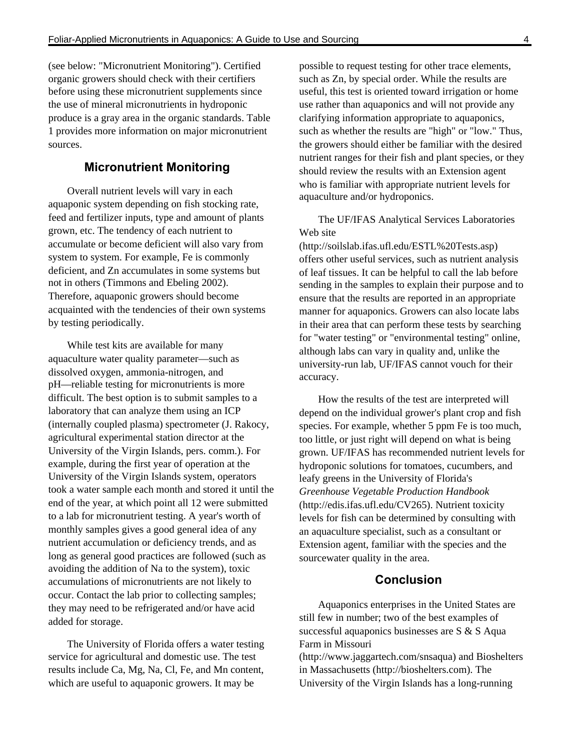(see below: "Micronutrient Monitoring"). Certified organic growers should check with their certifiers before using these micronutrient supplements since the use of mineral micronutrients in hydroponic produce is a gray area in the organic standards. Table 1 provides more information on major micronutrient sources.

## Micronutrient Monitoring

Overall nutrient levels will vary in each aquaponic system depending on fish stocking rate, feed and fertilizer inputs, type and amount of plants grown, etc. The tendency of each nutrient to accumulate or become deficient will also vary from system to system. For example, Fe is commonly deficient, and Zn accumulates in some systems but not in others (Timmons and Ebeling 2002). Therefore, aquaponic growers should become acquainted with the tendencies of their own systems by testing periodically.

While test kits are available for many aquaculture water quality parameter—such as dissolved oxygen, ammonia-nitrogen, and pH—reliable testing for micronutrients is more difficult. The best option is to submit samples to a laboratory that can analyze them using an ICP (internally coupled plasma) spectrometer (J. Rakocy, agricultural experimental station director at the University of the Virgin Islands, pers. comm.). For example, during the first year of operation at the University of the Virgin Islands system, operators took a water sample each month and stored it until the end of the year, at which point all 12 were submitted to a lab for micronutrient testing. A year's worth of monthly samples gives a good general idea of any nutrient accumulation or deficiency trends, and as long as general good practices are followed (such as avoiding the addition of Na to the system), toxic accumulations of micronutrients are not likely to occur. Contact the lab prior to collecting samples; they may need to be refrigerated and/or have acid added for storage.

The University of Florida offers a water testing service for agricultural and domestic use. The test results include Ca, Mg, Na, Cl, Fe, and Mn content, which are useful to aquaponic growers. It may be possible to request testing for other trace elements, such as Zn, by special order. While the results are useful, this test is oriented toward irrigation or home use rather than aquaponics and will not provide any clarifying information appropriate to aquaponics, such as whether the results are "high" or "low." Thus, the growers should either be familiar with the desired nutrient ranges for their fish and plant species, or they should review the results with an Extension agent who is familiar with appropriate nutrient levels for aquaculture and/or hydroponics.

The UF/IFAS Analytical Services Laboratories Web site (http://soilslab.ifas.ufl.edu/ESTL%20Tests.asp) offers other useful services, such as nutrient analysis of leaf tissues. It can be helpful to call the lab before sending in the samples to explain their purpose and to ensure that the results are reported in an appropriate manner for aquaponics. Growers can also locate labs in their area that can perform these tests by searching for "water testing" or "environmental testing" online, although labs can vary in quality and, unlike the university-run lab, UF/IFAS cannot vouch for their accuracy.

How the results of the test are interpreted will depend on the individual grower's plant crop and fish species. For example, whether 5 ppm Fe is too much, too little, or just right will depend on what is being grown. UF/IFAS has recommended nutrient levels for hydroponic solutions for tomatoes, cucumbers, and leafy greens in the University of Florida's *Greenhouse Vegetable Production Handbook* (http://edis.ifas.ufl.edu/CV265). Nutrient toxicity levels for fish can be determined by consulting with an aquaculture specialist, such as a consultant or Extension agent, familiar with the species and the sourcewater quality in the area.

## Conclusion

Aquaponics enterprises in the United States are still few in number; two of the best examples of successful aquaponics businesses are S & S Aqua Farm in Missouri (http://www.jaggartech.com/snsaqua) and Bioshelters in Massachusetts (http://bioshelters.com). The University of the Virgin Islands has a long-running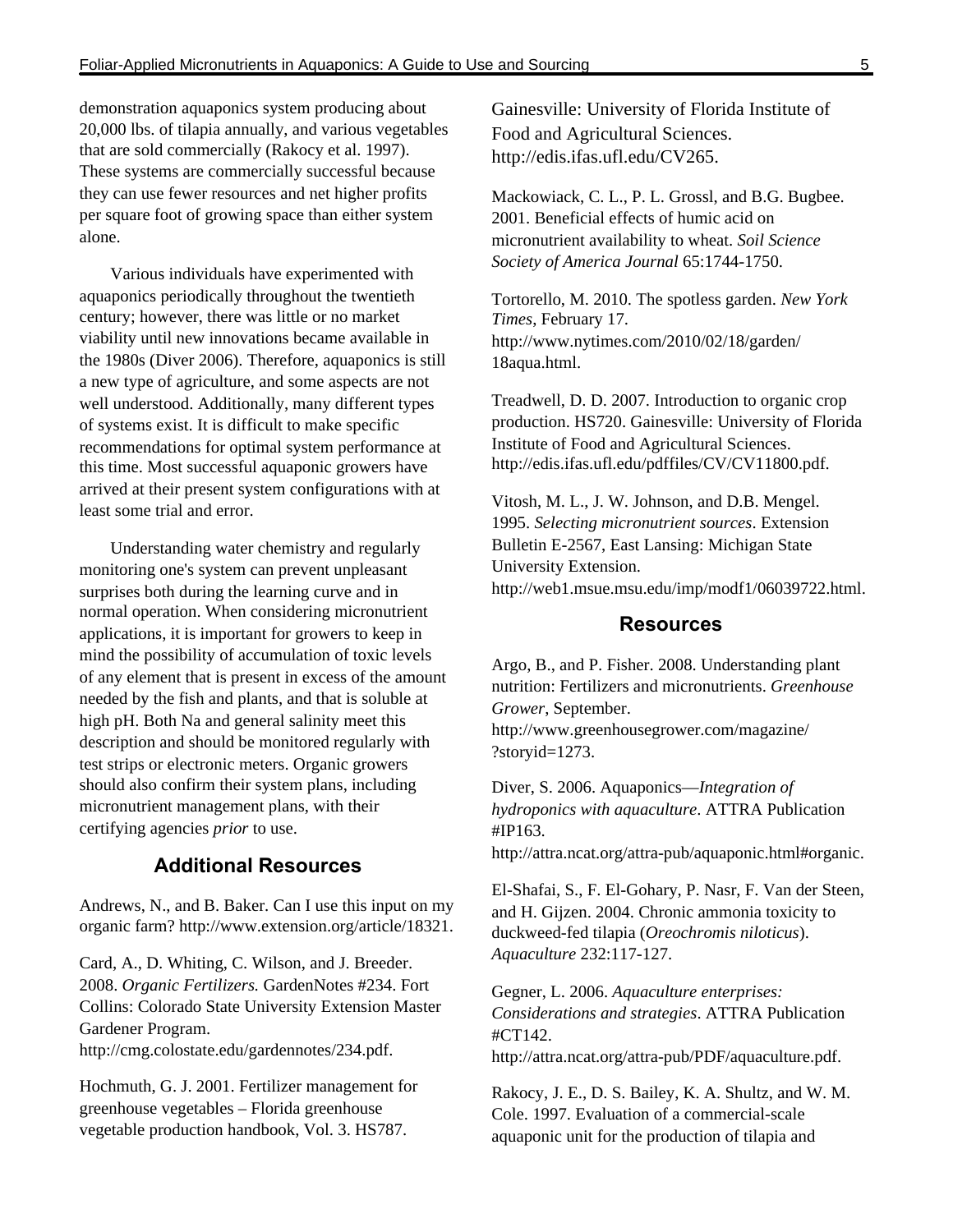demonstration aquaponics system producing about 20,000 lbs. of tilapia annually, and various vegetables that are sold commercially (Rakocy et al. 1997). These systems are commercially successful because they can use fewer resources and net higher profits per square foot of growing space than either system alone.

Various individuals have experimented with aquaponics periodically throughout the twentieth century; however, there was little or no market viability until new innovations became available in the 1980s (Diver 2006). Therefore, aquaponics is still a new type of agriculture, and some aspects are not well understood. Additionally, many different types of systems exist. It is difficult to make specific recommendations for optimal system performance at this time. Most successful aquaponic growers have arrived at their present system configurations with at least some trial and error.

Understanding water chemistry and regularly monitoring one's system can prevent unpleasant surprises both during the learning curve and in normal operation. When considering micronutrient applications, it is important for growers to keep in mind the possibility of accumulation of toxic levels of any element that is present in excess of the amount needed by the fish and plants, and that is soluble at high pH. Both Na and general salinity meet this description and should be monitored regularly with test strips or electronic meters. Organic growers should also confirm their system plans, including micronutrient management plans, with their certifying agencies *prior* to use.

## Additional Resources

Andrews, N., and B. Baker. Can I use this input on my organic farm? http://www.extension.org/article/18321.

Card, A., D. Whiting, C. Wilson, and J. Breeder. 2008. *Organic Fertilizers.* GardenNotes #234. Fort Collins: Colorado State University Extension Master Gardener Program. http://cmg.colostate.edu/gardennotes/234.pdf.

Hochmuth, G. J. 2001. Fertilizer management for greenhouse vegetables – Florida greenhouse vegetable production handbook, Vol. 3. HS787. Gainesville: University of Florida Institute of Food and Agricultural Sciences. http://edis.ifas.ufl.edu/CV265.

Mackowiack, C. L., P. L. Grossl, and B.G. Bugbee. 2001. Beneficial effects of humic acid on micronutrient availability to wheat. *Soil Science Society of America Journal* 65:1744-1750.

Tortorello, M. 2010. The spotless garden. *New York Times*, February 17. http://www.nytimes.com/2010/02/18/garden/18aqua.html.

Treadwell, D. D. 2007. Introduction to organic crop production. HS720. Gainesville: University of Florida Institute of Food and Agricultural Sciences. http://edis.ifas.ufl.edu/pdffiles/CV/CV11800.pdf.

Vitosh, M. L., J. W. Johnson, and D.B. Mengel. 1995. *Selecting micronutrient sources*. Extension Bulletin E-2567, East Lansing: Michigan State University Extension. http://web1.msue.msu.edu/imp/modf1/06039722.html.

## Resources

Argo, B., and P. Fisher. 2008. Understanding plant nutrition: Fertilizers and micronutrients. *Greenhouse Grower*, September. http://www.greenhousegrower.com/magazine/?storyid=1273.

Diver, S. 2006. Aquaponics—*Integration of hydroponics with aquaculture*. ATTRA Publication #IP163. http://attra.ncat.org/attra-pub/aquaponic.html#organic.

El-Shafai, S., F. El-Gohary, P. Nasr, F. Van der Steen, and H. Gijzen. 2004. Chronic ammonia toxicity to duckweed-fed tilapia (*Oreochromis niloticus*). *Aquaculture* 232:117-127.

Gegner, L. 2006. *Aquaculture enterprises: Considerations and strategies*. ATTRA Publication #CT142. http://attra.ncat.org/attra-pub/PDF/aquaculture.pdf.

Rakocy, J. E., D. S. Bailey, K. A. Shultz, and W. M. Cole. 1997. Evaluation of a commercial-scale aquaponic unit for the production of tilapia and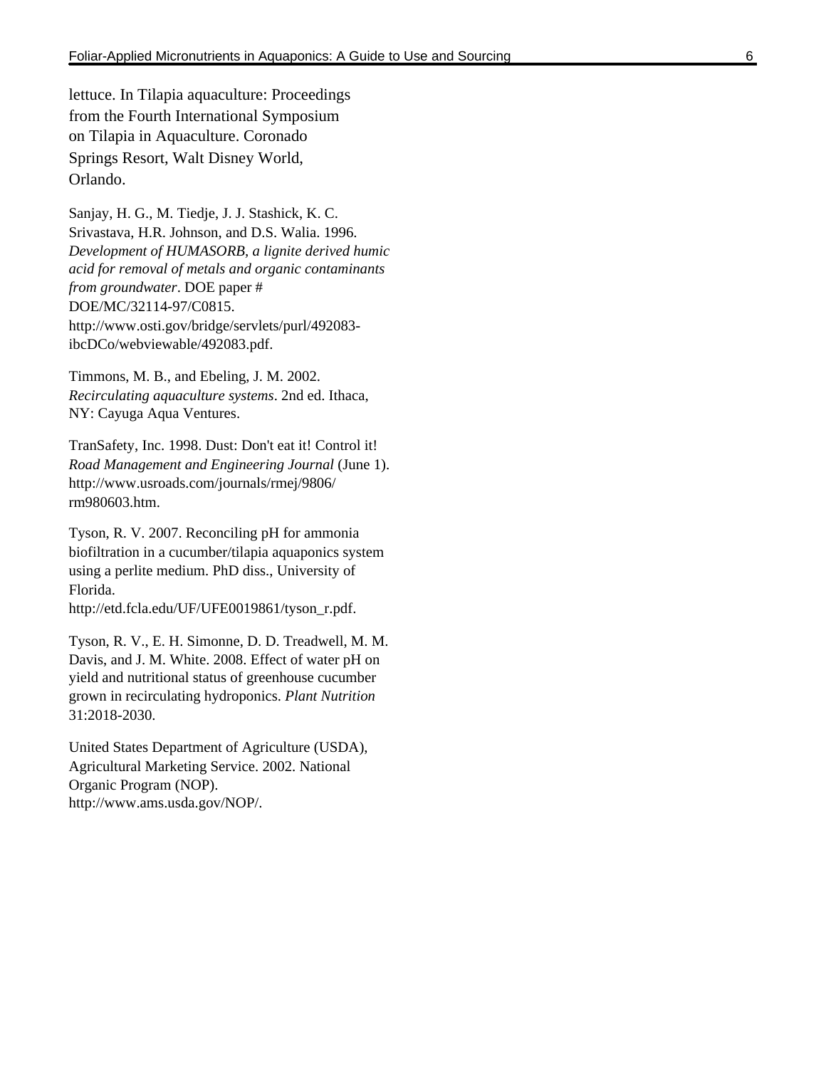lettuce. In Tilapia aquaculture: Proceedings from the Fourth International Symposium on Tilapia in Aquaculture. Coronado Springs Resort, Walt Disney World, Orlando.

Sanjay, H. G., M. Tiedje, J. J. Stashick, K. C. Srivastava, H.R. Johnson, and D.S. Walia. 1996. *Development of HUMASORB, a lignite derived humic acid for removal of metals and organic contaminants from groundwater*. DOE paper # DOE/MC/32114-97/C0815. http://www.osti.gov/bridge/servlets/purl/492083-ibcDCo/webviewable/492083.pdf.

Timmons, M. B., and Ebeling, J. M. 2002. *Recirculating aquaculture systems*. 2nd ed. Ithaca, NY: Cayuga Aqua Ventures.

TranSafety, Inc. 1998. Dust: Don't eat it! Control it! *Road Management and Engineering Journal* (June 1). http://www.usroads.com/journals/rmej/9806/rm980603.htm.

Tyson, R. V. 2007. Reconciling pH for ammonia biofiltration in a cucumber/tilapia aquaponics system using a perlite medium. PhD diss., University of Florida. http://etd.fcla.edu/UF/UFE0019861/tyson_r.pdf.

Tyson, R. V., E. H. Simonne, D. D. Treadwell, M. M. Davis, and J. M. White. 2008. Effect of water pH on yield and nutritional status of greenhouse cucumber grown in recirculating hydroponics. *Plant Nutrition* 31:2018-2030.

United States Department of Agriculture (USDA), Agricultural Marketing Service. 2002. National Organic Program (NOP). http://www.ams.usda.gov/NOP/.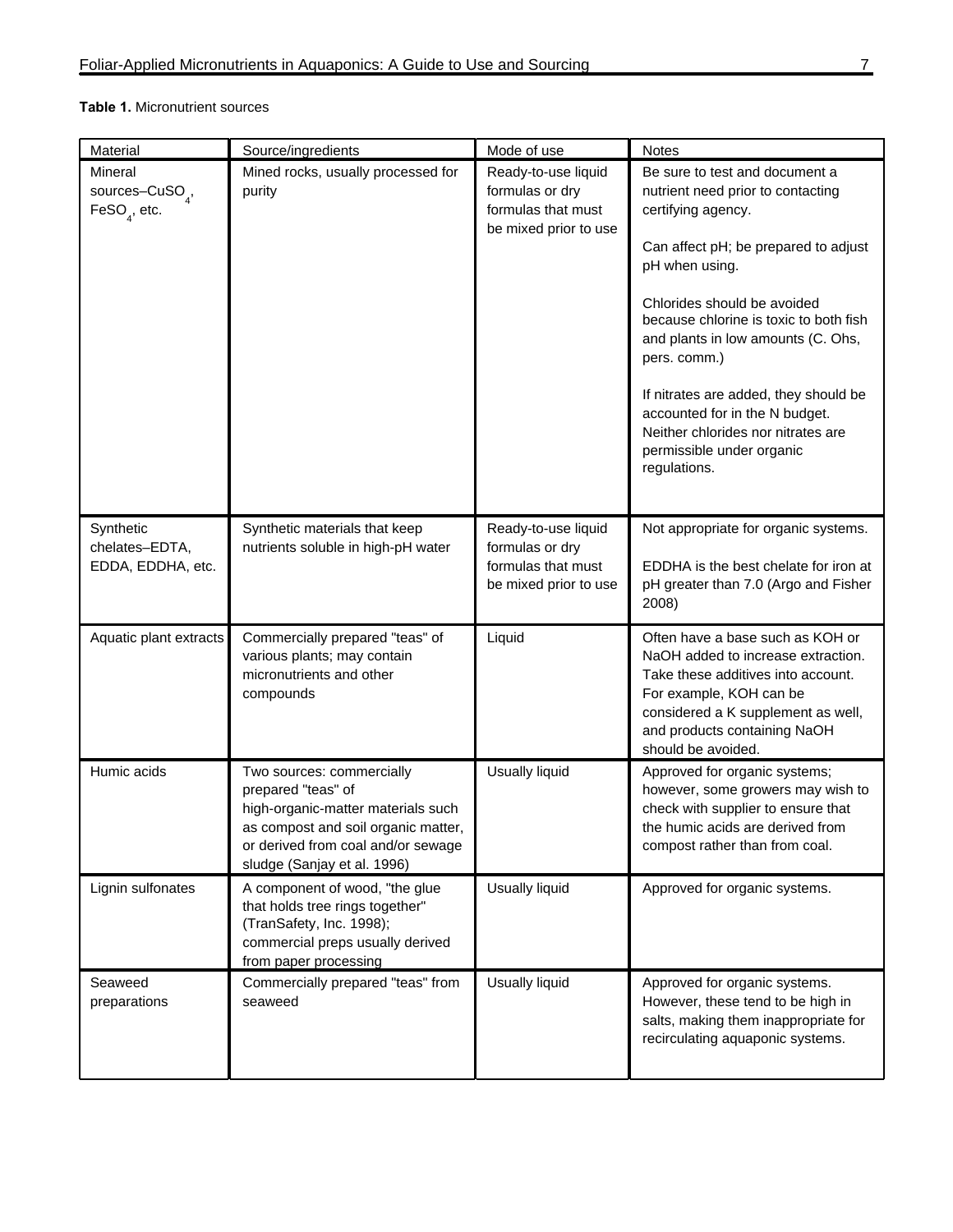**Table 1.** Micronutrient sources

| Material | Source/ingredients | Mode of use | Notes |
|---|---|---|---|
| Mineral sources–$CuSO_4$, $FeSO_4$, etc. | Mined rocks, usually processed for purity | Ready-to-use liquid formulas or dry formulas that must be mixed prior to use | Be sure to test and document a nutrient need prior to contacting certifying agency.<br><br>Can affect pH; be prepared to adjust pH when using.<br><br>Chlorides should be avoided because chlorine is toxic to both fish and plants in low amounts (C. Ohs, pers. comm.)<br><br>If nitrates are added, they should be accounted for in the N budget. Neither chlorides nor nitrates are permissible under organic regulations. |
| Synthetic chelates–EDTA, EDDA, EDDHA, etc. | Synthetic materials that keep nutrients soluble in high-pH water | Ready-to-use liquid formulas or dry formulas that must be mixed prior to use | Not appropriate for organic systems.<br><br>EDDHA is the best chelate for iron at pH greater than 7.0 (Argo and Fisher 2008) |
| Aquatic plant extracts | Commercially prepared "teas" of various plants; may contain micronutrients and other compounds | Liquid | Often have a base such as KOH or NaOH added to increase extraction. Take these additives into account. For example, KOH can be considered a K supplement as well, and products containing NaOH should be avoided. |
| Humic acids | Two sources: commercially prepared "teas" of high-organic-matter materials such as compost and soil organic matter, or derived from coal and/or sewage sludge (Sanjay et al. 1996) | Usually liquid | Approved for organic systems; however, some growers may wish to check with supplier to ensure that the humic acids are derived from compost rather than from coal. |
| Lignin sulfonates | A component of wood, "the glue that holds tree rings together" (TranSafety, Inc. 1998); commercial preps usually derived from paper processing | Usually liquid | Approved for organic systems. |
| Seaweed preparations | Commercially prepared "teas" from seaweed | Usually liquid | Approved for organic systems. However, these tend to be high in salts, making them inappropriate for recirculating aquaponic systems. |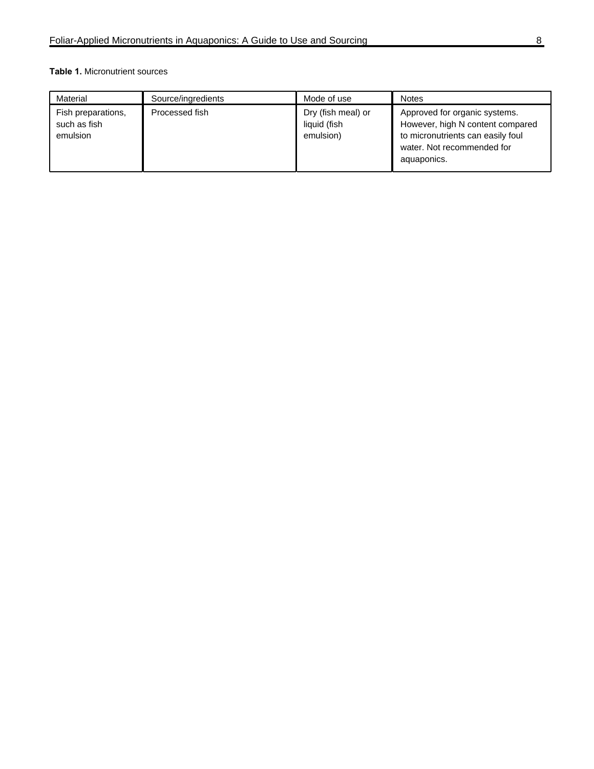**Table 1.** Micronutrient sources

| Material | Source/ingredients | Mode of use | Notes |
|---|---|---|---|
| Fish preparations, such as fish emulsion | Processed fish | Dry (fish meal) or liquid (fish emulsion) | Approved for organic systems. However, high N content compared to micronutrients can easily foul water. Not recommended for aquaponics. |